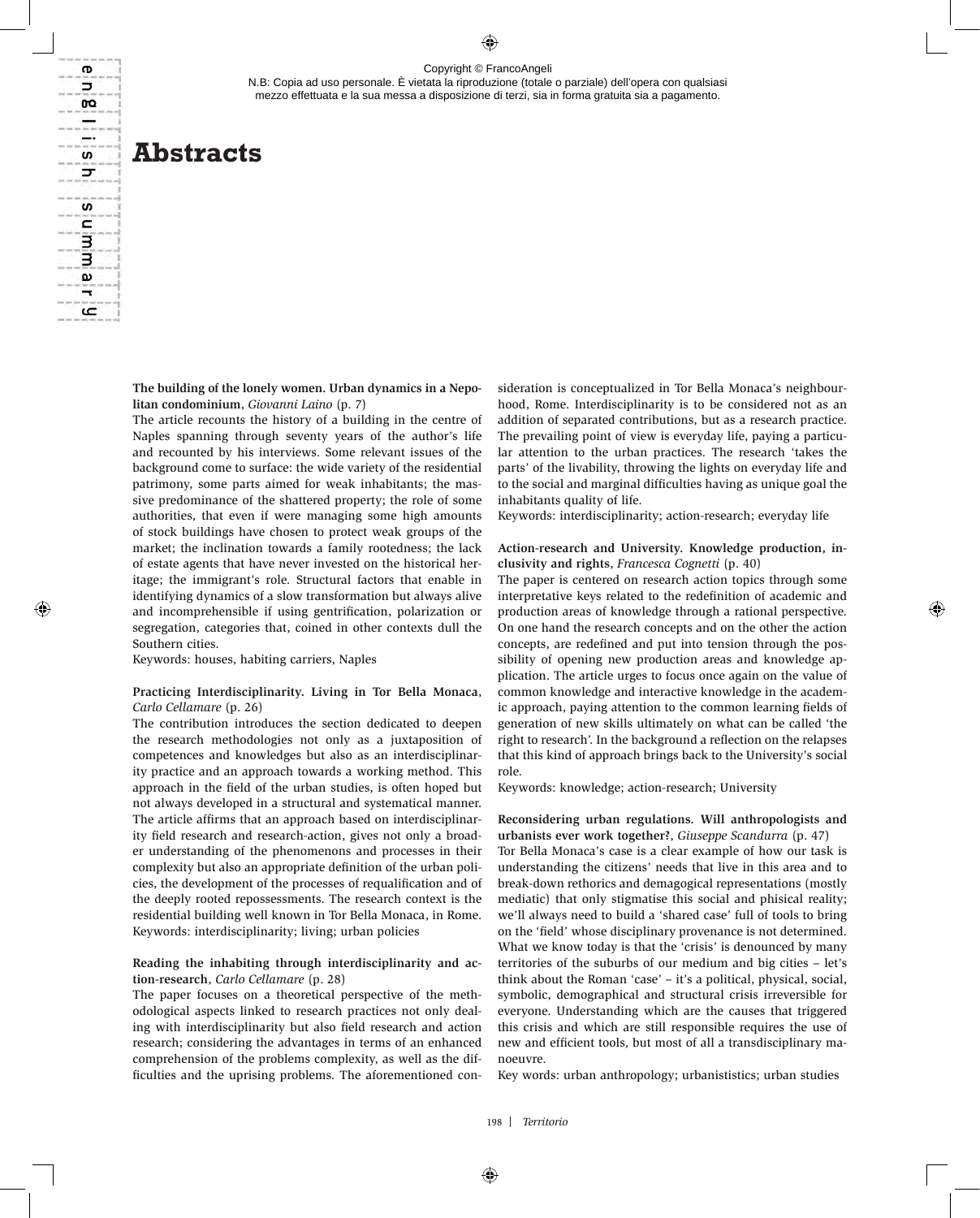Copyright © FrancoAngeli
N.B: Copia ad uso personale. È vietata la riproduzione (totale o parziale) dell'opera con qualsiasi mezzo effettuata e la sua messa a disposizione di terzi, sia in forma gratuita sia a pagamento.

english summary

# Abstracts

**The building of the lonely women. Urban dynamics in a Neapolitan condominium**, *Giovanni Laino* (p. 7)

The article recounts the history of a building in the centre of Naples spanning through seventy years of the author's life and recounted by his interviews. Some relevant issues of the background come to surface: the wide variety of the residential patrimony, some parts aimed for weak inhabitants; the massive predominance of the shattered property; the role of some authorities, that even if were managing some high amounts of stock buildings have chosen to protect weak groups of the market; the inclination towards a family rootedness; the lack of estate agents that have never invested on the historical heritage; the immigrant's role. Structural factors that enable in identifying dynamics of a slow transformation but always alive and incomprehensible if using gentrification, polarization or segregation, categories that, coined in other contexts dull the Southern cities.

Keywords: houses, habiting carriers, Naples

**Practicing Interdisciplinarity. Living in Tor Bella Monaca**, *Carlo Cellamare* (p. 26)

The contribution introduces the section dedicated to deepen the research methodologies not only as a juxtaposition of competences and knowledges but also as an interdisciplinarity practice and an approach towards a working method. This approach in the field of the urban studies, is often hoped but not always developed in a structural and systematical manner. The article affirms that an approach based on interdisciplinarity field research and research-action, gives not only a broader understanding of the phenomenons and processes in their complexity but also an appropriate definition of the urban policies, the development of the processes of requalification and of the deeply rooted repossessments. The research context is the residential building well known in Tor Bella Monaca, in Rome.

Keywords: interdisciplinarity; living; urban policies

**Reading the inhabiting through interdisciplinarity and action-research**, *Carlo Cellamare* (p. 28)

The paper focuses on a theoretical perspective of the methodological aspects linked to research practices not only dealing with interdisciplinarity but also field research and action research; considering the advantages in terms of an enhanced comprehension of the problems complexity, as well as the difficulties and the uprising problems. The aforementioned consideration is conceptualized in Tor Bella Monaca's neighbourhood, Rome. Interdisciplinarity is to be considered not as an addition of separated contributions, but as a research practice. The prevailing point of view is everyday life, paying a particular attention to the urban practices. The research 'takes the parts' of the livability, throwing the lights on everyday life and to the social and marginal difficulties having as unique goal the inhabitants quality of life.

Keywords: interdisciplinarity; action-research; everyday life

**Action-research and University. Knowledge production, inclusivity and rights**, *Francesca Cognetti* (p. 40)

The paper is centered on research action topics through some interpretative keys related to the redefinition of academic and production areas of knowledge through a rational perspective. On one hand the research concepts and on the other the action concepts, are redefined and put into tension through the possibility of opening new production areas and knowledge application. The article urges to focus once again on the value of common knowledge and interactive knowledge in the academic approach, paying attention to the common learning fields of generation of new skills ultimately on what can be called 'the right to research'. In the background a reflection on the relapses that this kind of approach brings back to the University's social role.

Keywords: knowledge; action-research; University

**Reconsidering urban regulations. Will anthropologists and urbanists ever work together?**, *Giuseppe Scandurra* (p. 47)

Tor Bella Monaca's case is a clear example of how our task is understanding the citizens' needs that live in this area and to break-down rethorics and demagogical representations (mostly mediatic) that only stigmatise this social and phisical reality; we'll always need to build a 'shared case' full of tools to bring on the 'field' whose disciplinary provenance is not determined. What we know today is that the 'crisis' is denounced by many territories of the suburbs of our medium and big cities – let's think about the Roman 'case' – it's a political, physical, social, symbolic, demographical and structural crisis irreversible for everyone. Understanding which are the causes that triggered this crisis and which are still responsible requires the use of new and efficient tools, but most of all a transdisciplinary manoeuvre.

Key words: urban anthropology; urbanistics; urban studies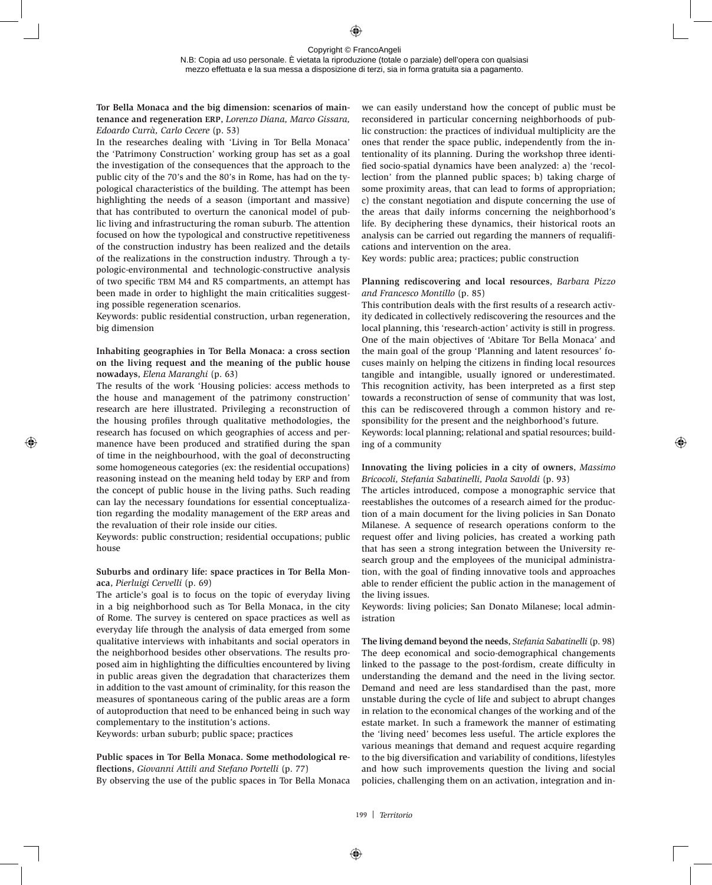**Tor Bella Monaca and the big dimension: scenarios of maintenance and regeneration ERP**, *Lorenzo Diana, Marco Gissara, Edoardo Currà, Carlo Cecere* (p. 53)

In the researches dealing with 'Living in Tor Bella Monaca' the 'Patrimony Construction' working group has set as a goal the investigation of the consequences that the approach to the public city of the 70's and the 80's in Rome, has had on the typological characteristics of the building. The attempt has been highlighting the needs of a season (important and massive) that has contributed to overturn the canonical model of public living and infrastructuring the roman suburb. The attention focused on how the typological and constructive repetitiveness of the construction industry has been realized and the details of the realizations in the construction industry. Through a typologic-environmental and technologic-constructive analysis of two specific TBM M4 and R5 compartments, an attempt has been made in order to highlight the main criticalities suggesting possible regeneration scenarios.

Keywords: public residential construction, urban regeneration, big dimension

**Inhabiting geographies in Tor Bella Monaca: a cross section on the living request and the meaning of the public house nowadays**, *Elena Maranghi* (p. 63)

The results of the work 'Housing policies: access methods to the house and management of the patrimony construction' research are here illustrated. Privileging a reconstruction of the housing profiles through qualitative methodologies, the research has focused on which geographies of access and permanence have been produced and stratified during the span of time in the neighbourhood, with the goal of deconstructing some homogeneous categories (ex: the residential occupations) reasoning instead on the meaning held today by ERP and from the concept of public house in the living paths. Such reading can lay the necessary foundations for essential conceptualization regarding the modality management of the ERP areas and the revaluation of their role inside our cities.

Keywords: public construction; residential occupations; public house

**Suburbs and ordinary life: space practices in Tor Bella Monaca**, *Pierluigi Cervelli* (p. 69)

The article's goal is to focus on the topic of everyday living in a big neighborhood such as Tor Bella Monaca, in the city of Rome. The survey is centered on space practices as well as everyday life through the analysis of data emerged from some qualitative interviews with inhabitants and social operators in the neighborhood besides other observations. The results proposed aim in highlighting the difficulties encountered by living in public areas given the degradation that characterizes them in addition to the vast amount of criminality, for this reason the measures of spontaneous caring of the public areas are a form of autoproduction that need to be enhanced being in such way complementary to the institution's actions.

Keywords: urban suburb; public space; practices

**Public spaces in Tor Bella Monaca. Some methodological reflections**, *Giovanni Attili and Stefano Portelli* (p. 77)

By observing the use of the public spaces in Tor Bella Monaca we can easily understand how the concept of public must be reconsidered in particular concerning neighborhoods of public construction: the practices of individual multiplicity are the ones that render the space public, independently from the intentionality of its planning. During the workshop three identified socio-spatial dynamics have been analyzed: a) the 'recollection' from the planned public spaces; b) taking charge of some proximity areas, that can lead to forms of appropriation; c) the constant negotiation and dispute concerning the use of the areas that daily informs concerning the neighborhood's life. By deciphering these dynamics, their historical roots an analysis can be carried out regarding the manners of requalifications and intervention on the area.

Key words: public area; practices; public construction

**Planning rediscovering and local resources**, *Barbara Pizzo and Francesco Montillo* (p. 85)

This contribution deals with the first results of a research activity dedicated in collectively rediscovering the resources and the local planning, this 'research-action' activity is still in progress. One of the main objectives of 'Abitare Tor Bella Monaca' and the main goal of the group 'Planning and latent resources' focuses mainly on helping the citizens in finding local resources tangible and intangible, usually ignored or underestimated. This recognition activity, has been interpreted as a first step towards a reconstruction of sense of community that was lost, this can be rediscovered through a common history and responsibility for the present and the neighborhood's future.

Keywords: local planning; relational and spatial resources; building of a community

**Innovating the living policies in a city of owners**, *Massimo Bricocoli, Stefania Sabatinelli, Paola Savoldi* (p. 93)

The articles introduced, compose a monographic service that reestablishes the outcomes of a research aimed for the production of a main document for the living policies in San Donato Milanese. A sequence of research operations conform to the request offer and living policies, has created a working path that has seen a strong integration between the University research group and the employees of the municipal administration, with the goal of finding innovative tools and approaches able to render efficient the public action in the management of the living issues.

Keywords: living policies; San Donato Milanese; local administration

**The living demand beyond the needs**, *Stefania Sabatinelli* (p. 98)

The deep economical and socio-demographical changements linked to the passage to the post-fordism, create difficulty in understanding the demand and the need in the living sector. Demand and need are less standardised than the past, more unstable during the cycle of life and subject to abrupt changes in relation to the economical changes of the working and of the estate market. In such a framework the manner of estimating the 'living need' becomes less useful. The article explores the various meanings that demand and request acquire regarding to the big diversification and variability of conditions, lifestyles and how such improvements question the living and social policies, challenging them on an activation, integration and in-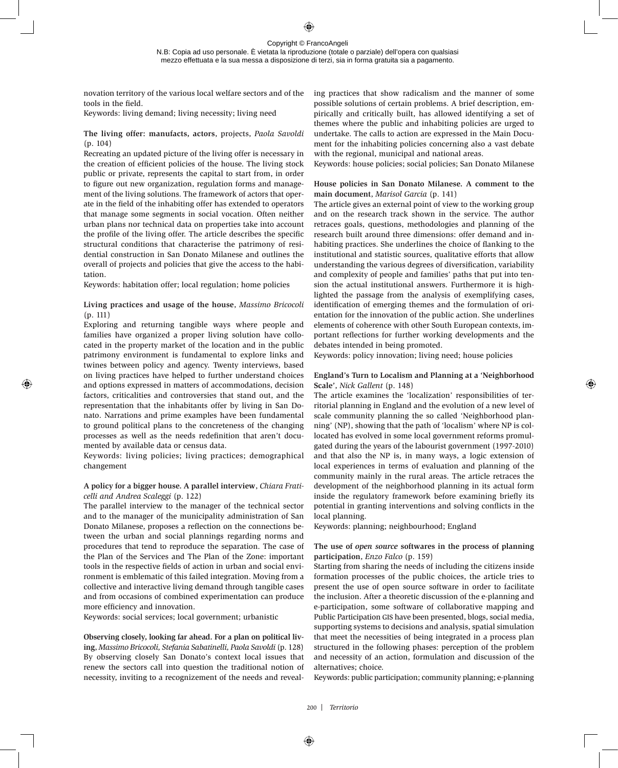novation territory of the various local welfare sectors and of the tools in the field.

Keywords: living demand; living necessity; living need

**The living offer: manufacts, actors**, projects, *Paola Savoldi* (p. 104)

Recreating an updated picture of the living offer is necessary in the creation of efficient policies of the house. The living stock public or private, represents the capital to start from, in order to figure out new organization, regulation forms and management of the living solutions. The framework of actors that operate in the field of the inhabiting offer has extended to operators that manage some segments in social vocation. Often neither urban plans nor technical data on properties take into account the profile of the living offer. The article describes the specific structural conditions that characterise the patrimony of residential construction in San Donato Milanese and outlines the overall of projects and policies that give the access to the habitation.

Keywords: habitation offer; local regulation; home policies

**Living practices and usage of the house**, *Massimo Bricocoli* (p. 111)

Exploring and returning tangible ways where people and families have organized a proper living solution have collocated in the property market of the location and in the public patrimony environment is fundamental to explore links and twines between policy and agency. Twenty interviews, based on living practices have helped to further understand choices and options expressed in matters of accommodations, decision factors, criticalities and controversies that stand out, and the representation that the inhabitants offer by living in San Donato. Narrations and prime examples have been fundamental to ground political plans to the concreteness of the changing processes as well as the needs redefinition that aren't documented by available data or census data.

Keywords: living policies; living practices; demographical changement

**A policy for a bigger house. A parallel interview**, *Chiara Fraticelli and Andrea Scaleggi* (p. 122)

The parallel interview to the manager of the technical sector and to the manager of the municipality administration of San Donato Milanese, proposes a reflection on the connections between the urban and social plannings regarding norms and procedures that tend to reproduce the separation. The case of the Plan of the Services and The Plan of the Zone: important tools in the respective fields of action in urban and social environment is emblematic of this failed integration. Moving from a collective and interactive living demand through tangible cases and from occasions of combined experimentation can produce more efficiency and innovation.

Keywords: social services; local government; urbanistic

**Observing closely, looking far ahead. For a plan on political living**, *Massimo Bricocoli, Stefania Sabatinelli, Paola Savoldi* (p. 128)

By observing closely San Donato's context local issues that renew the sectors call into question the traditional notion of necessity, inviting to a recognizement of the needs and revealing practices that show radicalism and the manner of some possible solutions of certain problems. A brief description, empirically and critically built, has allowed identifying a set of themes where the public and inhabiting policies are urged to undertake. The calls to action are expressed in the Main Document for the inhabiting policies concerning also a vast debate with the regional, municipal and national areas.

Keywords: house policies; social policies; San Donato Milanese

**House policies in San Donato Milanese. A comment to the main document**, *Marisol Garcia* (p. 141)

The article gives an external point of view to the working group and on the research track shown in the service. The author retraces goals, questions, methodologies and planning of the research built around three dimensions: offer demand and inhabiting practices. She underlines the choice of flanking to the institutional and statistic sources, qualitative efforts that allow understanding the various degrees of diversification, variability and complexity of people and families' paths that put into tension the actual institutional answers. Furthermore it is highlighted the passage from the analysis of exemplifying cases, identification of emerging themes and the formulation of orientation for the innovation of the public action. She underlines elements of coherence with other South European contexts, important reflections for further working developments and the debates intended in being promoted.

Keywords: policy innovation; living need; house policies

**England's Turn to Localism and Planning at a 'Neighborhood Scale'**, *Nick Gallent* (p. 148)

The article examines the 'localization' responsibilities of territorial planning in England and the evolution of a new level of scale community planning the so called 'Neighborhood planning' (NP), showing that the path of 'localism' where NP is collocated has evolved in some local government reforms promulgated during the years of the labourist government (1997-2010) and that also the NP is, in many ways, a logic extension of local experiences in terms of evaluation and planning of the community mainly in the rural areas. The article retraces the development of the neighborhood planning in its actual form inside the regulatory framework before examining briefly its potential in granting interventions and solving conflicts in the local planning.

Keywords: planning; neighbourhood; England

**The use of *open source* softwares in the process of planning participation**, *Enzo Falco* (p. 159)

Starting from sharing the needs of including the citizens inside formation processes of the public choices, the article tries to present the use of open source software in order to facilitate the inclusion. After a theoretic discussion of the e-planning and e-participation, some software of collaborative mapping and Public Participation GIS have been presented, blogs, social media, supporting systems to decisions and analysis, spatial simulation that meet the necessities of being integrated in a process plan structured in the following phases: perception of the problem and necessity of an action, formulation and discussion of the alternatives; choice.

Keywords: public participation; community planning; e-planning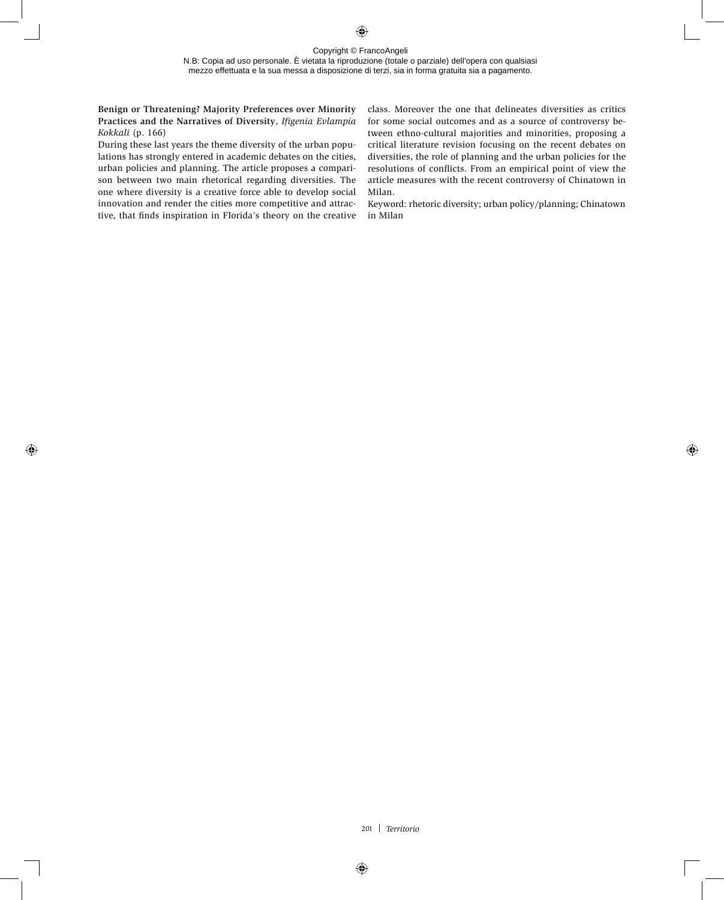**Benign or Threatening? Majority Preferences over Minority Practices and the Narratives of Diversity**, *Ifigenia Evlampia Kokkali* (p. 166)

During these last years the theme diversity of the urban populations has strongly entered in academic debates on the cities, urban policies and planning. The article proposes a comparison between two main rhetorical regarding diversities. The one where diversity is a creative force able to develop social innovation and render the cities more competitive and attractive, that finds inspiration in Florida's theory on the creative class. Moreover the one that delineates diversities as critics for some social outcomes and as a source of controversy between ethno-cultural majorities and minorities, proposing a critical literature revision focusing on the recent debates on diversities, the role of planning and the urban policies for the resolutions of conflicts. From an empirical point of view the article measures with the recent controversy of Chinatown in Milan.

Keyword: rhetoric diversity; urban policy/planning; Chinatown in Milan